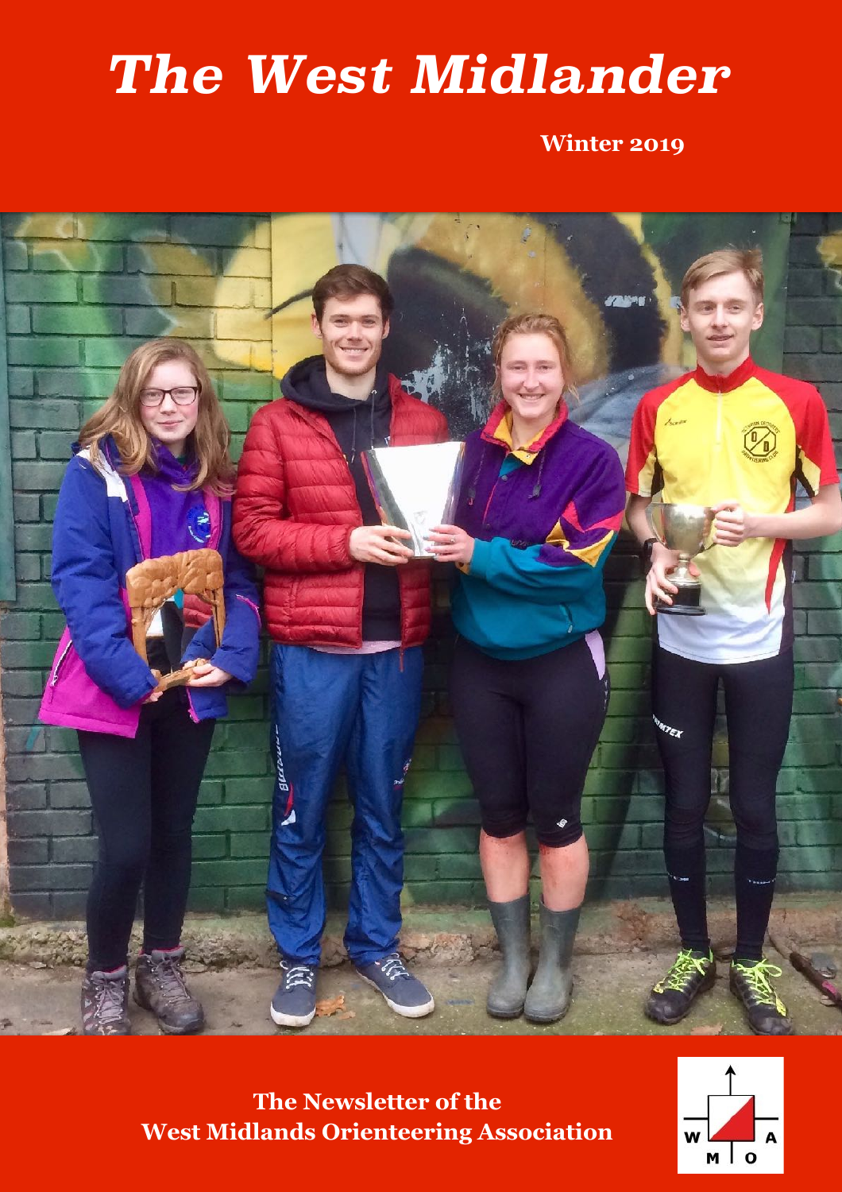# *The West Midlander*

**Winter 2019**

**The Newsletter of the West Midlands Orienteering Association**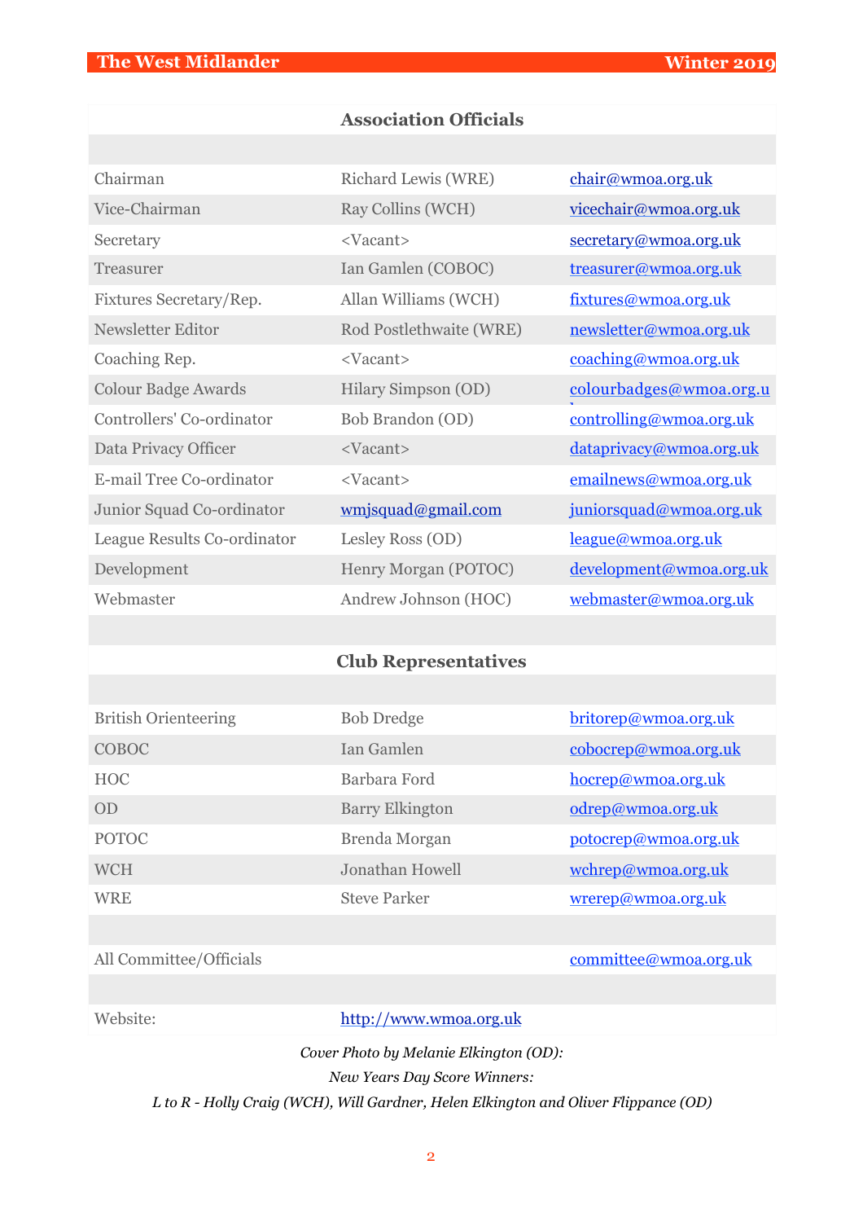## Association Officials

| | | |
|---|---|---|
| Chairman | Richard Lewis (WRE) | chair@wmoa.org.uk |
| Vice-Chairman | Ray Collins (WCH) | vicechair@wmoa.org.uk |
| Secretary | <Vacant> | secretary@wmoa.org.uk |
| Treasurer | Ian Gamlen (COBOC) | treasurer@wmoa.org.uk |
| Fixtures Secretary/Rep. | Allan Williams (WCH) | fixtures@wmoa.org.uk |
| Newsletter Editor | Rod Postlethwaite (WRE) | newsletter@wmoa.org.uk |
| Coaching Rep. | <Vacant> | coaching@wmoa.org.uk |
| Colour Badge Awards | Hilary Simpson (OD) | colourbadges@wmoa.org.uk |
| Controllers' Co-ordinator | Bob Brandon (OD) | controlling@wmoa.org.uk |
| Data Privacy Officer | <Vacant> | dataprivacy@wmoa.org.uk |
| E-mail Tree Co-ordinator | <Vacant> | emailnews@wmoa.org.uk |
| Junior Squad Co-ordinator | wmjsquad@gmail.com | juniorsquad@wmoa.org.uk |
| League Results Co-ordinator | Lesley Ross (OD) | league@wmoa.org.uk |
| Development | Henry Morgan (POTOC) | development@wmoa.org.uk |
| Webmaster | Andrew Johnson (HOC) | webmaster@wmoa.org.uk |

## Club Representatives

| | | |
|---|---|---|
| British Orienteering | Bob Dredge | britorep@wmoa.org.uk |
| COBOC | Ian Gamlen | cobocrep@wmoa.org.uk |
| HOC | Barbara Ford | hocrep@wmoa.org.uk |
| OD | Barry Elkington | odrep@wmoa.org.uk |
| POTOC | Brenda Morgan | potocrep@wmoa.org.uk |
| WCH | Jonathan Howell | wchrep@wmoa.org.uk |
| WRE | Steve Parker | wrerep@wmoa.org.uk |
| | | |
| All Committee/Officials | | committee@wmoa.org.uk |
| | | |
| Website: | http://www.wmoa.org.uk | |

*Cover Photo by Melanie Elkington (OD):*

*New Years Day Score Winners:*

*L to R - Holly Craig (WCH), Will Gardner, Helen Elkington and Oliver Flippance (OD)*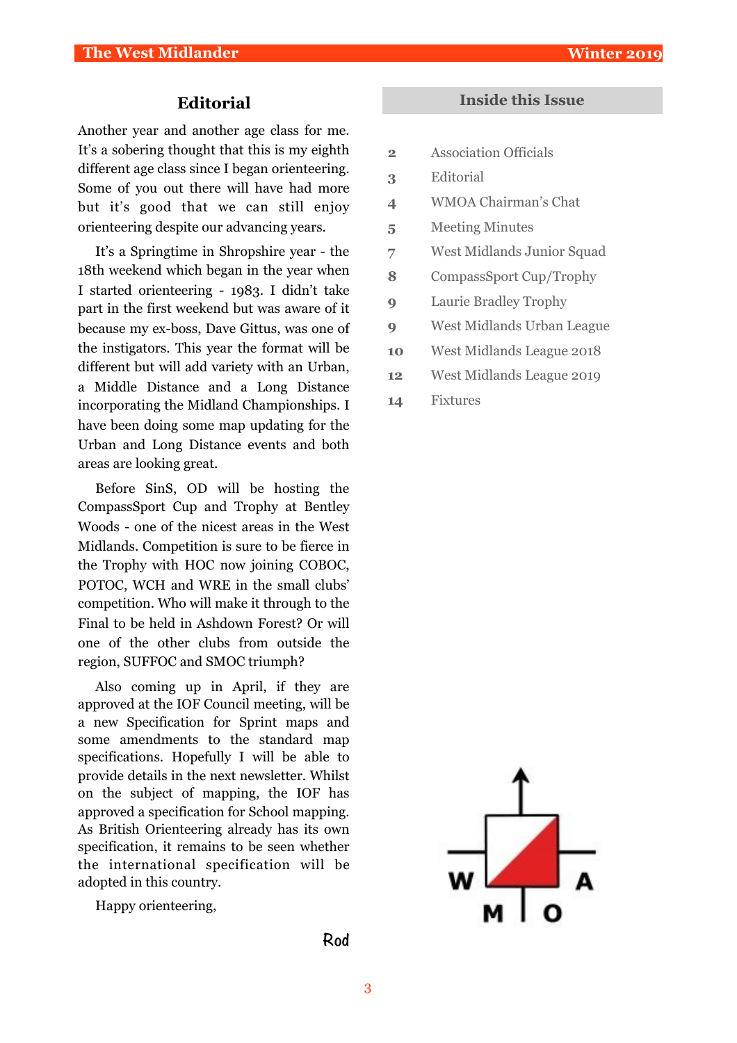## Editorial

Another year and another age class for me. It's a sobering thought that this is my eighth different age class since I began orienteering. Some of you out there will have had more but it's good that we can still enjoy orienteering despite our advancing years.

It's a Springtime in Shropshire year - the 18th weekend which began in the year when I started orienteering - 1983. I didn't take part in the first weekend but was aware of it because my ex-boss, Dave Gittus, was one of the instigators. This year the format will be different but will add variety with an Urban, a Middle Distance and a Long Distance incorporating the Midland Championships. I have been doing some map updating for the Urban and Long Distance events and both areas are looking great.

Before SinS, OD will be hosting the CompassSport Cup and Trophy at Bentley Woods - one of the nicest areas in the West Midlands. Competition is sure to be fierce in the Trophy with HOC now joining COBOC, POTOC, WCH and WRE in the small clubs' competition. Who will make it through to the Final to be held in Ashdown Forest? Or will one of the other clubs from outside the region, SUFFOC and SMOC triumph?

Also coming up in April, if they are approved at the IOF Council meeting, will be a new Specification for Sprint maps and some amendments to the standard map specifications. Hopefully I will be able to provide details in the next newsletter. Whilst on the subject of mapping, the IOF has approved a specification for School mapping. As British Orienteering already has its own specification, it remains to be seen whether the international specification will be adopted in this country.

Happy orienteering,

Rod

## Inside this Issue

| | |
|---|---|
| 2 | Association Officials |
| 3 | Editorial |
| 4 | WMOA Chairman's Chat |
| 5 | Meeting Minutes |
| 7 | West Midlands Junior Squad |
| 8 | CompassSport Cup/Trophy |
| 9 | Laurie Bradley Trophy |
| 9 | West Midlands Urban League |
| 10 | West Midlands League 2018 |
| 12 | West Midlands League 2019 |
| 14 | Fixtures |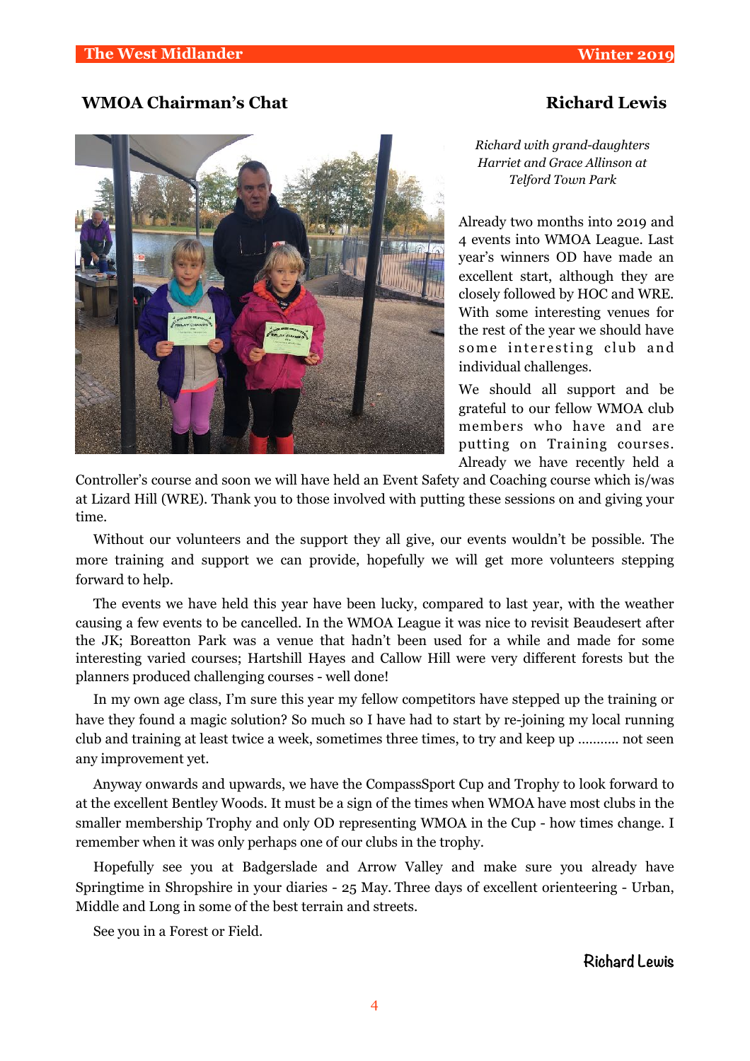## WMOA Chairman's Chat — Richard Lewis

*Richard with grand-daughters Harriet and Grace Allinson at Telford Town Park*

Already two months into 2019 and 4 events into WMOA League. Last year's winners OD have made an excellent start, although they are closely followed by HOC and WRE. With some interesting venues for the rest of the year we should have some interesting club and individual challenges.

We should all support and be grateful to our fellow WMOA club members who have and are putting on Training courses. Already we have recently held a Controller's course and soon we will have held an Event Safety and Coaching course which is/was at Lizard Hill (WRE). Thank you to those involved with putting these sessions on and giving your time.

Without our volunteers and the support they all give, our events wouldn't be possible. The more training and support we can provide, hopefully we will get more volunteers stepping forward to help.

The events we have held this year have been lucky, compared to last year, with the weather causing a few events to be cancelled. In the WMOA League it was nice to revisit Beaudesert after the JK; Boreatton Park was a venue that hadn't been used for a while and made for some interesting varied courses; Hartshill Hayes and Callow Hill were very different forests but the planners produced challenging courses - well done!

In my own age class, I'm sure this year my fellow competitors have stepped up the training or have they found a magic solution? So much so I have had to start by re-joining my local running club and training at least twice a week, sometimes three times, to try and keep up ……….. not seen any improvement yet.

Anyway onwards and upwards, we have the CompassSport Cup and Trophy to look forward to at the excellent Bentley Woods. It must be a sign of the times when WMOA have most clubs in the smaller membership Trophy and only OD representing WMOA in the Cup - how times change. I remember when it was only perhaps one of our clubs in the trophy.

Hopefully see you at Badgerslade and Arrow Valley and make sure you already have Springtime in Shropshire in your diaries - 25 May. Three days of excellent orienteering - Urban, Middle and Long in some of the best terrain and streets.

See you in a Forest or Field.

**Richard Lewis**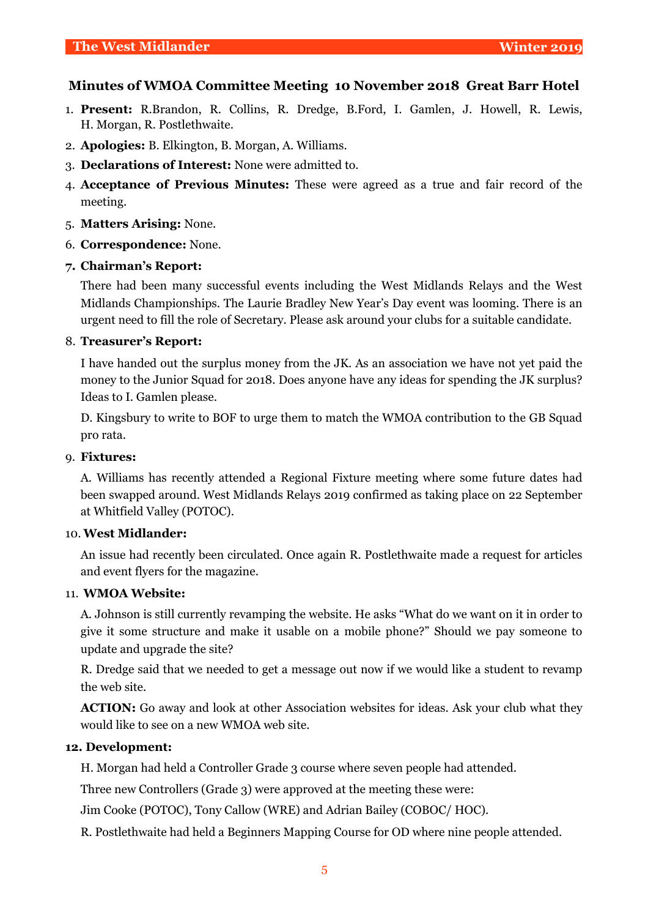## Minutes of WMOA Committee Meeting 10 November 2018 Great Barr Hotel

1. **Present:** R.Brandon, R. Collins, R. Dredge, B.Ford, I. Gamlen, J. Howell, R. Lewis, H. Morgan, R. Postlethwaite.
2. **Apologies:** B. Elkington, B. Morgan, A. Williams.
3. **Declarations of Interest:** None were admitted to.
4. **Acceptance of Previous Minutes:** These were agreed as a true and fair record of the meeting.
5. **Matters Arising:** None.
6. **Correspondence:** None.
7. **Chairman's Report:**

   There had been many successful events including the West Midlands Relays and the West Midlands Championships. The Laurie Bradley New Year's Day event was looming. There is an urgent need to fill the role of Secretary. Please ask around your clubs for a suitable candidate.

8. **Treasurer's Report:**

   I have handed out the surplus money from the JK. As an association we have not yet paid the money to the Junior Squad for 2018. Does anyone have any ideas for spending the JK surplus? Ideas to I. Gamlen please.

   D. Kingsbury to write to BOF to urge them to match the WMOA contribution to the GB Squad pro rata.

9. **Fixtures:**

   A. Williams has recently attended a Regional Fixture meeting where some future dates had been swapped around. West Midlands Relays 2019 confirmed as taking place on 22 September at Whitfield Valley (POTOC).

10. **West Midlander:**

    An issue had recently been circulated. Once again R. Postlethwaite made a request for articles and event flyers for the magazine.

11. **WMOA Website:**

    A. Johnson is still currently revamping the website. He asks "What do we want on it in order to give it some structure and make it usable on a mobile phone?" Should we pay someone to update and upgrade the site?

    R. Dredge said that we needed to get a message out now if we would like a student to revamp the web site.

    **ACTION:** Go away and look at other Association websites for ideas. Ask your club what they would like to see on a new WMOA web site.

12. **Development:**

    H. Morgan had held a Controller Grade 3 course where seven people had attended.

    Three new Controllers (Grade 3) were approved at the meeting these were:

    Jim Cooke (POTOC), Tony Callow (WRE) and Adrian Bailey (COBOC/ HOC).

    R. Postlethwaite had held a Beginners Mapping Course for OD where nine people attended.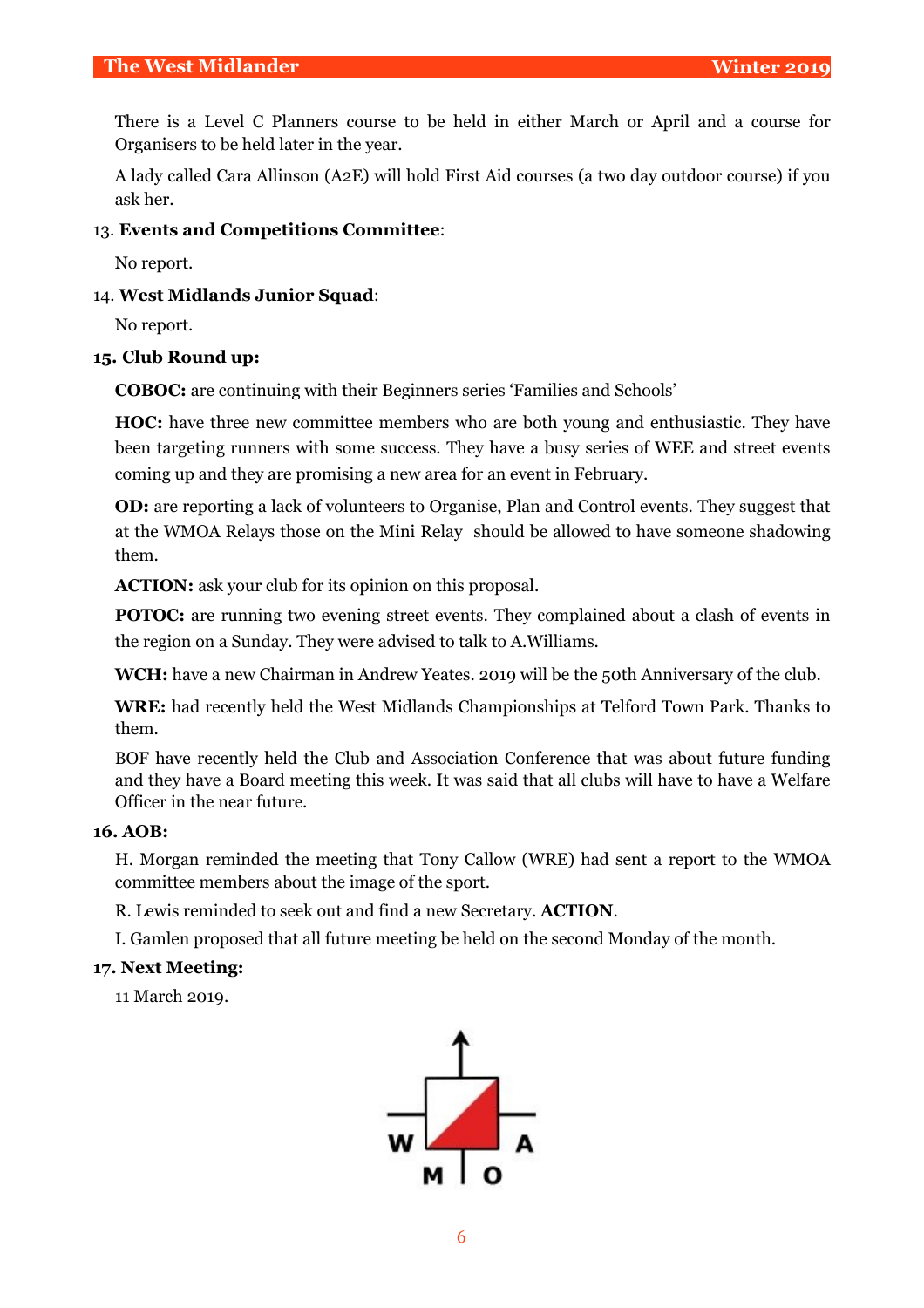There is a Level C Planners course to be held in either March or April and a course for Organisers to be held later in the year.

A lady called Cara Allinson (A2E) will hold First Aid courses (a two day outdoor course) if you ask her.

13. **Events and Competitions Committee**:

No report.

14. **West Midlands Junior Squad**:

No report.

**15. Club Round up:**

**COBOC:** are continuing with their Beginners series 'Families and Schools'

**HOC:** have three new committee members who are both young and enthusiastic. They have been targeting runners with some success. They have a busy series of WEE and street events coming up and they are promising a new area for an event in February.

**OD:** are reporting a lack of volunteers to Organise, Plan and Control events. They suggest that at the WMOA Relays those on the Mini Relay should be allowed to have someone shadowing them.

**ACTION:** ask your club for its opinion on this proposal.

**POTOC:** are running two evening street events. They complained about a clash of events in the region on a Sunday. They were advised to talk to A.Williams.

**WCH:** have a new Chairman in Andrew Yeates. 2019 will be the 50th Anniversary of the club.

**WRE:** had recently held the West Midlands Championships at Telford Town Park. Thanks to them.

BOF have recently held the Club and Association Conference that was about future funding and they have a Board meeting this week. It was said that all clubs will have to have a Welfare Officer in the near future.

**16. AOB:**

H. Morgan reminded the meeting that Tony Callow (WRE) had sent a report to the WMOA committee members about the image of the sport.

R. Lewis reminded to seek out and find a new Secretary. **ACTION**.

I. Gamlen proposed that all future meeting be held on the second Monday of the month.

**17. Next Meeting:**

11 March 2019.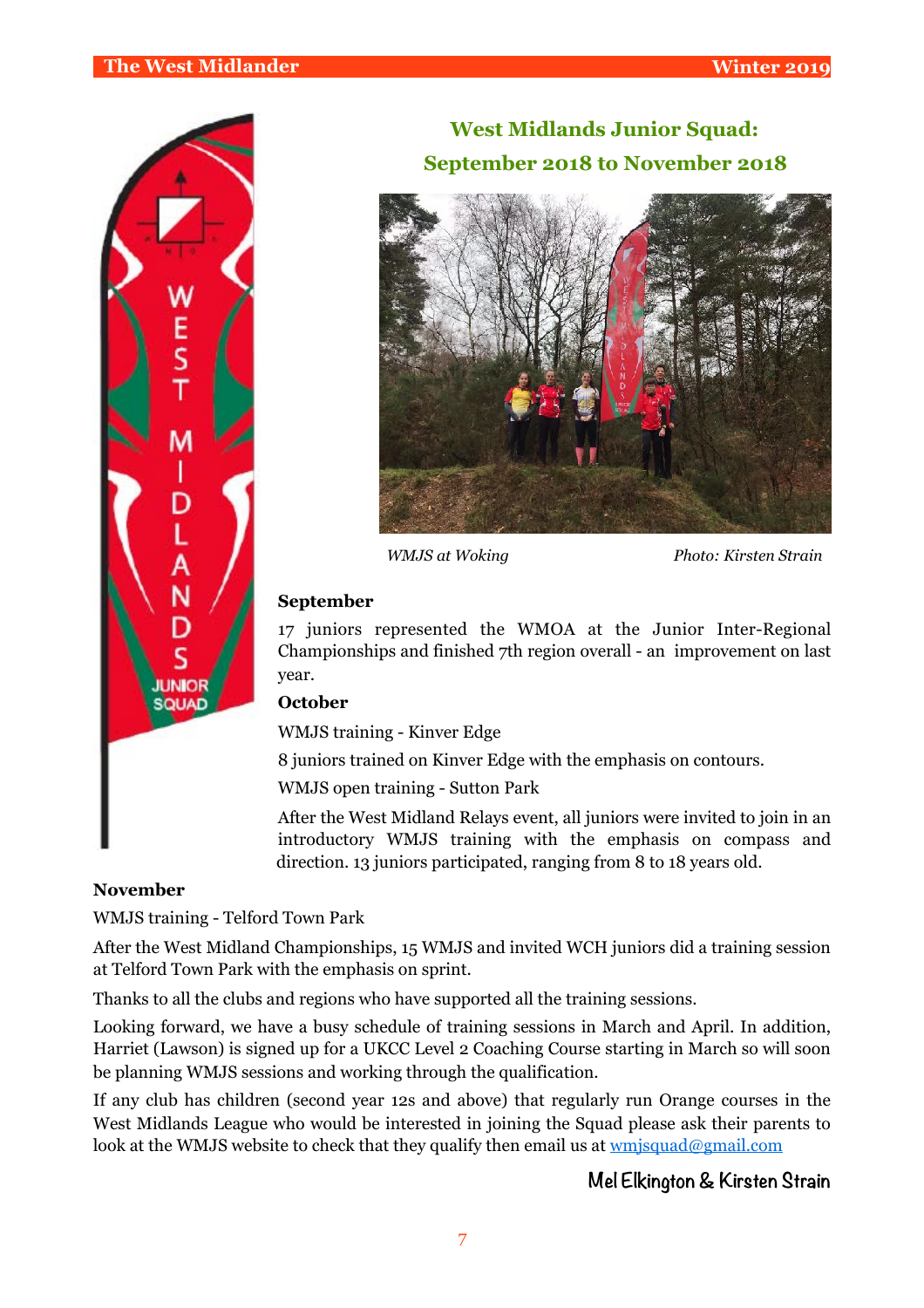## West Midlands Junior Squad: September 2018 to November 2018

*WMJS at Woking* *Photo: Kirsten Strain*

**September**

17 juniors represented the WMOA at the Junior Inter-Regional Championships and finished 7th region overall - an improvement on last year.

**October**

WMJS training - Kinver Edge

8 juniors trained on Kinver Edge with the emphasis on contours.

WMJS open training - Sutton Park

After the West Midland Relays event, all juniors were invited to join in an introductory WMJS training with the emphasis on compass and direction. 13 juniors participated, ranging from 8 to 18 years old.

**November**

WMJS training - Telford Town Park

After the West Midland Championships, 15 WMJS and invited WCH juniors did a training session at Telford Town Park with the emphasis on sprint.

Thanks to all the clubs and regions who have supported all the training sessions.

Looking forward, we have a busy schedule of training sessions in March and April. In addition, Harriet (Lawson) is signed up for a UKCC Level 2 Coaching Course starting in March so will soon be planning WMJS sessions and working through the qualification.

If any club has children (second year 12s and above) that regularly run Orange courses in the West Midlands League who would be interested in joining the Squad please ask their parents to look at the WMJS website to check that they qualify then email us at wmjsquad@gmail.com

**Mel Elkington & Kirsten Strain**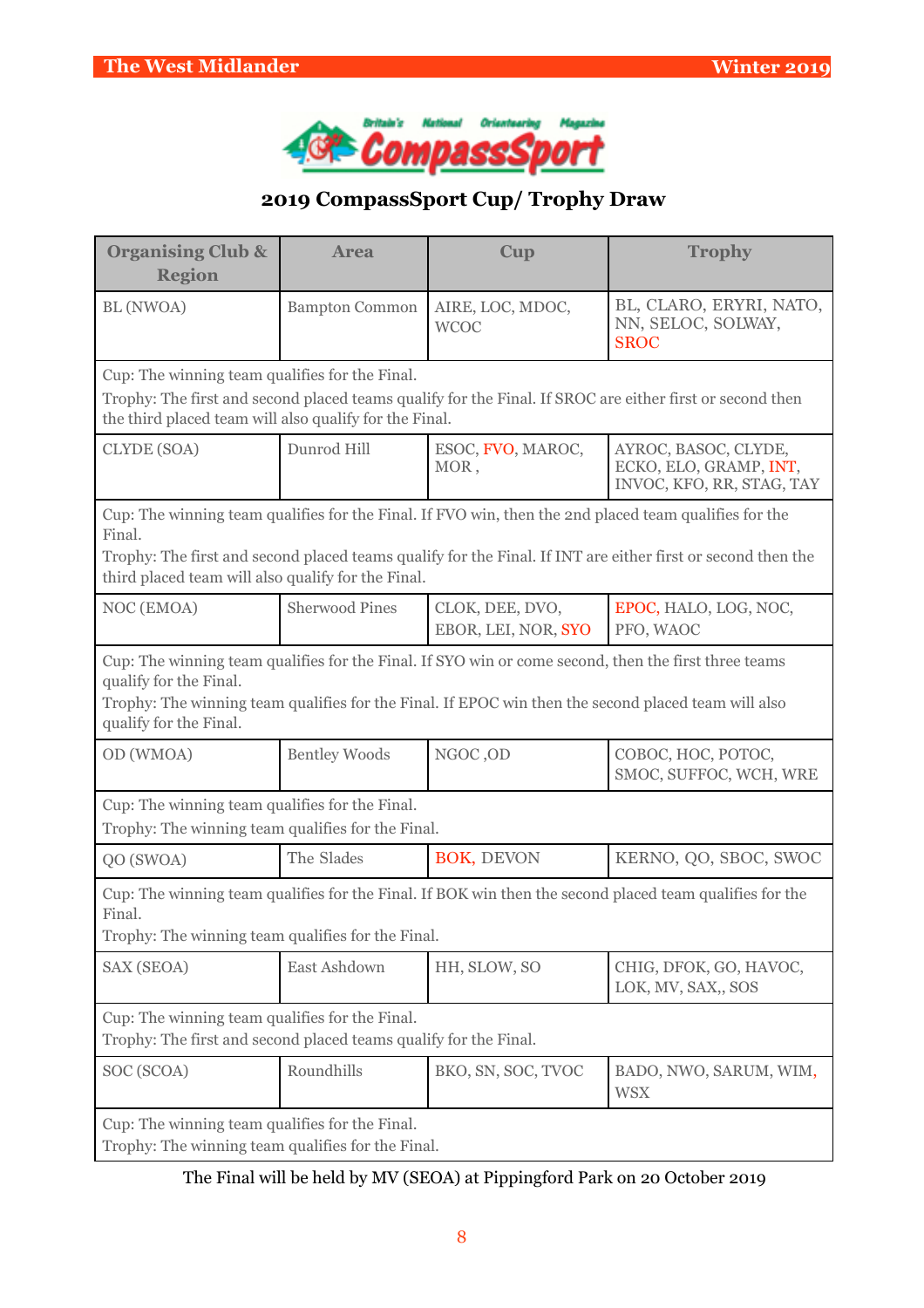## 2019 CompassSport Cup/ Trophy Draw

| Organising Club & Region | Area | Cup | Trophy |
|---|---|---|---|
| BL (NWOA) | Bampton Common | AIRE, LOC, MDOC, WCOC | BL, CLARO, ERYRI, NATO, NN, SELOC, SOLWAY, SROC |
| Cup: The winning team qualifies for the Final. Trophy: The first and second placed teams qualify for the Final. If SROC are either first or second then the third placed team will also qualify for the Final. | | | |
| CLYDE (SOA) | Dunrod Hill | ESOC, FVO, MAROC, MOR , | AYROC, BASOC, CLYDE, ECKO, ELO, GRAMP, INT, INVOC, KFO, RR, STAG, TAY |
| Cup: The winning team qualifies for the Final. If FVO win, then the 2nd placed team qualifies for the Final. Trophy: The first and second placed teams qualify for the Final. If INT are either first or second then the third placed team will also qualify for the Final. | | | |
| NOC (EMOA) | Sherwood Pines | CLOK, DEE, DVO, EBOR, LEI, NOR, SYO | EPOC, HALO, LOG, NOC, PFO, WAOC |
| Cup: The winning team qualifies for the Final. If SYO win or come second, then the first three teams qualify for the Final. Trophy: The winning team qualifies for the Final. If EPOC win then the second placed team will also qualify for the Final. | | | |
| OD (WMOA) | Bentley Woods | NGOC ,OD | COBOC, HOC, POTOC, SMOC, SUFFOC, WCH, WRE |
| Cup: The winning team qualifies for the Final. Trophy: The winning team qualifies for the Final. | | | |
| QO (SWOA) | The Slades | BOK, DEVON | KERNO, QO, SBOC, SWOC |
| Cup: The winning team qualifies for the Final. If BOK win then the second placed team qualifies for the Final. Trophy: The winning team qualifies for the Final. | | | |
| SAX (SEOA) | East Ashdown | HH, SLOW, SO | CHIG, DFOK, GO, HAVOC, LOK, MV, SAX,, SOS |
| Cup: The winning team qualifies for the Final. Trophy: The first and second placed teams qualify for the Final. | | | |
| SOC (SCOA) | Roundhills | BKO, SN, SOC, TVOC | BADO, NWO, SARUM, WIM, WSX |
| Cup: The winning team qualifies for the Final. Trophy: The winning team qualifies for the Final. | | | |

The Final will be held by MV (SEOA) at Pippingford Park on 20 October 2019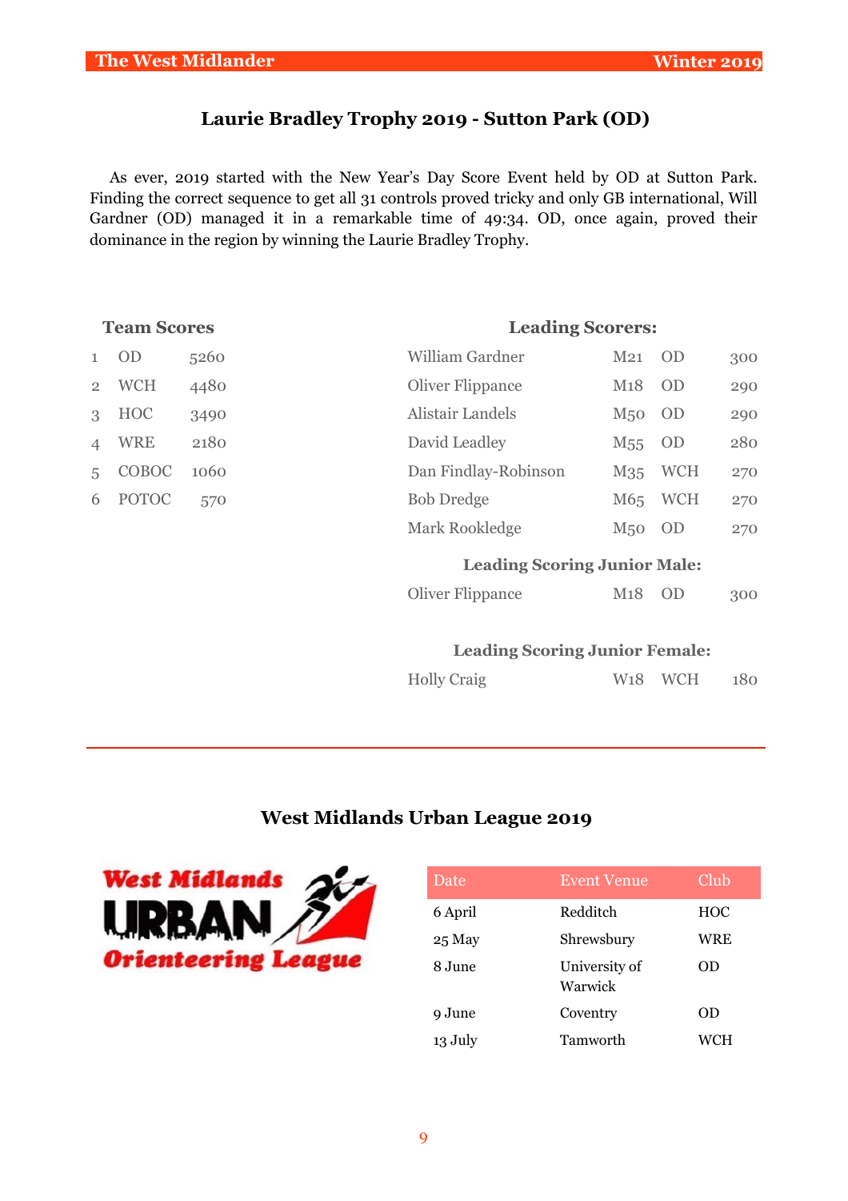## Laurie Bradley Trophy 2019 - Sutton Park (OD)

As ever, 2019 started with the New Year's Day Score Event held by OD at Sutton Park. Finding the correct sequence to get all 31 controls proved tricky and only GB international, Will Gardner (OD) managed it in a remarkable time of 49:34. OD, once again, proved their dominance in the region by winning the Laurie Bradley Trophy.

### Team Scores

| | | |
|---|---|---|
| 1 | OD | 5260 |
| 2 | WCH | 4480 |
| 3 | HOC | 3490 |
| 4 | WRE | 2180 |
| 5 | COBOC | 1060 |
| 6 | POTOC | 570 |

### Leading Scorers:

| | | | |
|---|---|---|---|
| William Gardner | M21 | OD | 300 |
| Oliver Flippance | M18 | OD | 290 |
| Alistair Landels | M50 | OD | 290 |
| David Leadley | M55 | OD | 280 |
| Dan Findlay-Robinson | M35 | WCH | 270 |
| Bob Dredge | M65 | WCH | 270 |
| Mark Rookledge | M50 | OD | 270 |

### Leading Scoring Junior Male:

| | | | |
|---|---|---|---|
| Oliver Flippance | M18 | OD | 300 |

### Leading Scoring Junior Female:

| | | | |
|---|---|---|---|
| Holly Craig | W18 | WCH | 180 |

---

## West Midlands Urban League 2019

West Midlands URBAN Orienteering League

| Date | Event Venue | Club |
|---|---|---|
| 6 April | Redditch | HOC |
| 25 May | Shrewsbury | WRE |
| 8 June | University of Warwick | OD |
| 9 June | Coventry | OD |
| 13 July | Tamworth | WCH |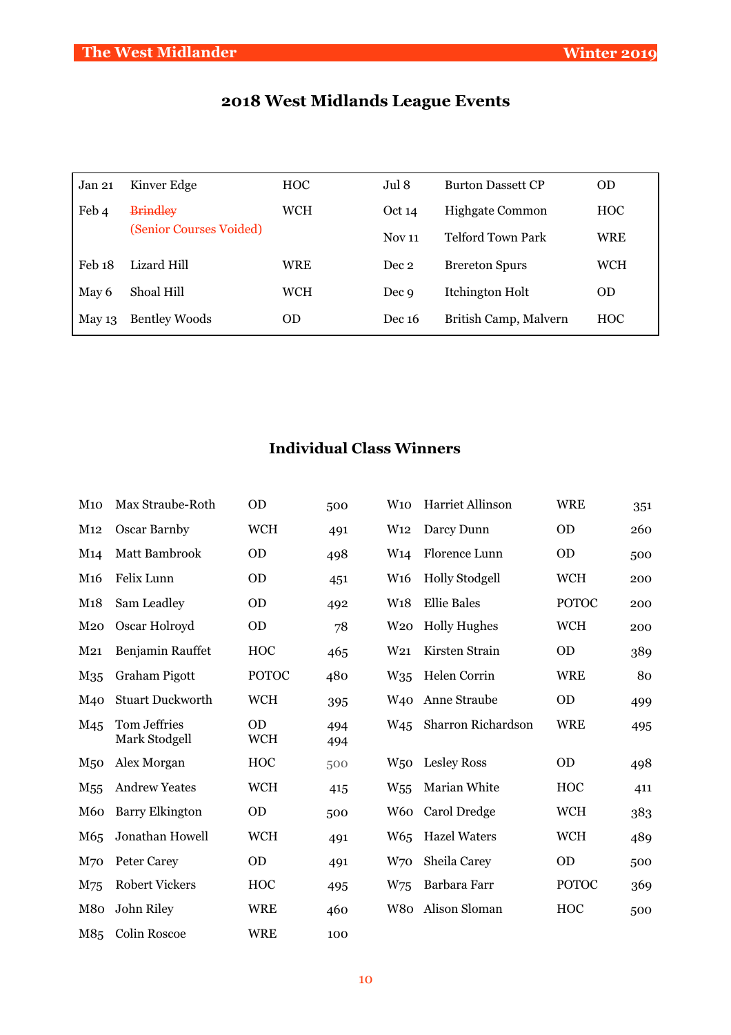## 2018 West Midlands League Events

| | | | | | |
|---|---|---|---|---|---|
| Jan 21 | Kinver Edge | HOC | Jul 8 | Burton Dassett CP | OD |
| Feb 4 | ~~Brindley~~ (Senior Courses Voided) | WCH | Oct 14 | Highgate Common | HOC |
| | | | Nov 11 | Telford Town Park | WRE |
| Feb 18 | Lizard Hill | WRE | Dec 2 | Brereton Spurs | WCH |
| May 6 | Shoal Hill | WCH | Dec 9 | Itchington Holt | OD |
| May 13 | Bentley Woods | OD | Dec 16 | British Camp, Malvern | HOC |

## Individual Class Winners

| | | | | | | | |
|---|---|---|---|---|---|---|---|
| M10 | Max Straube-Roth | OD | 500 | W10 | Harriet Allinson | WRE | 351 |
| M12 | Oscar Barnby | WCH | 491 | W12 | Darcy Dunn | OD | 260 |
| M14 | Matt Bambrook | OD | 498 | W14 | Florence Lunn | OD | 500 |
| M16 | Felix Lunn | OD | 451 | W16 | Holly Stodgell | WCH | 200 |
| M18 | Sam Leadley | OD | 492 | W18 | Ellie Bales | POTOC | 200 |
| M20 | Oscar Holroyd | OD | 78 | W20 | Holly Hughes | WCH | 200 |
| M21 | Benjamin Rauffet | HOC | 465 | W21 | Kirsten Strain | OD | 389 |
| M35 | Graham Pigott | POTOC | 480 | W35 | Helen Corrin | WRE | 80 |
| M40 | Stuart Duckworth | WCH | 395 | W40 | Anne Straube | OD | 499 |
| M45 | Tom Jeffries<br>Mark Stodgell | OD<br>WCH | 494<br>494 | W45 | Sharron Richardson | WRE | 495 |
| M50 | Alex Morgan | HOC | 500 | W50 | Lesley Ross | OD | 498 |
| M55 | Andrew Yeates | WCH | 415 | W55 | Marian White | HOC | 411 |
| M60 | Barry Elkington | OD | 500 | W60 | Carol Dredge | WCH | 383 |
| M65 | Jonathan Howell | WCH | 491 | W65 | Hazel Waters | WCH | 489 |
| M70 | Peter Carey | OD | 491 | W70 | Sheila Carey | OD | 500 |
| M75 | Robert Vickers | HOC | 495 | W75 | Barbara Farr | POTOC | 369 |
| M80 | John Riley | WRE | 460 | W80 | Alison Sloman | HOC | 500 |
| M85 | Colin Roscoe | WRE | 100 | | | | |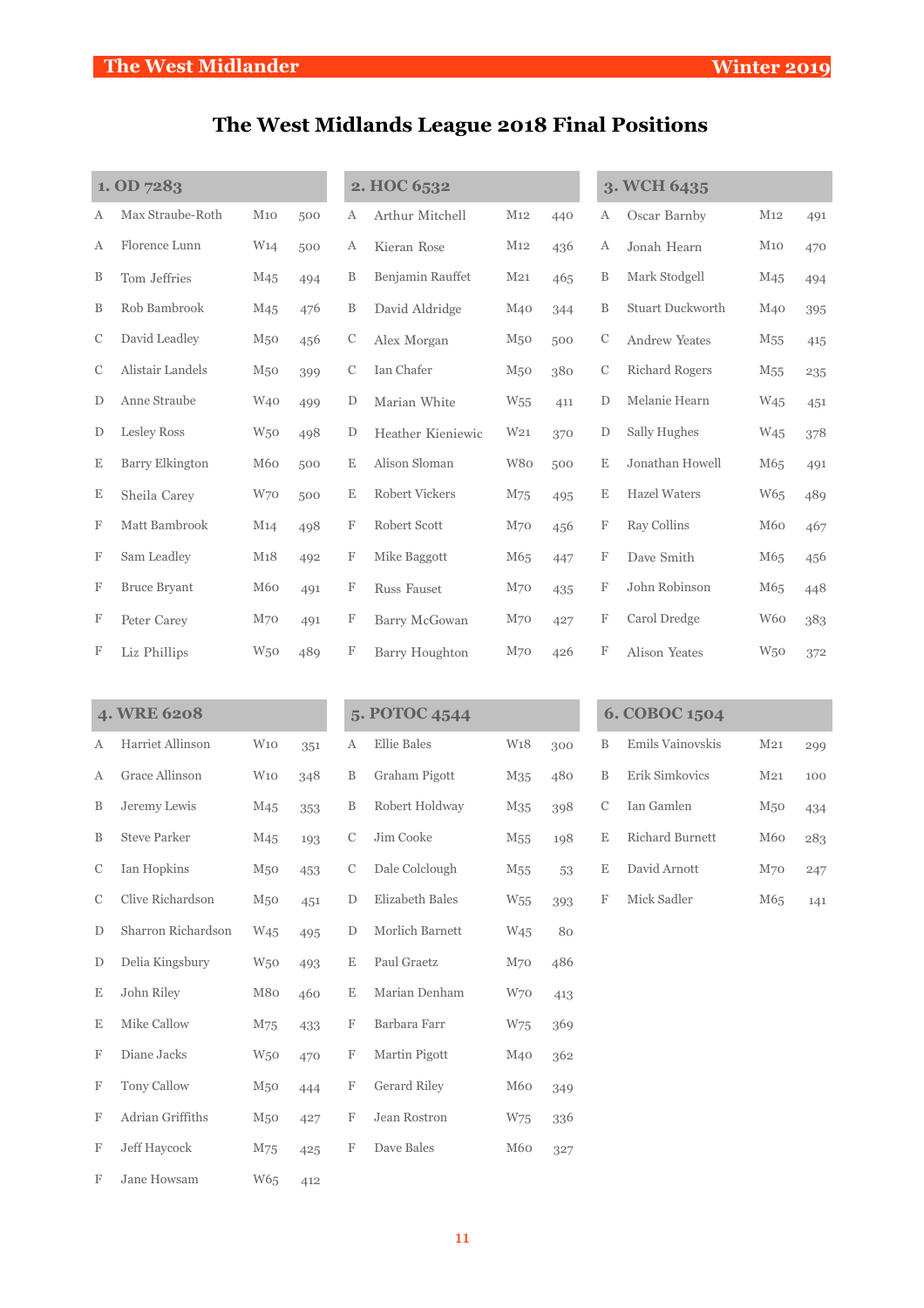# The West Midlands League 2018 Final Positions

## 1. OD 7283

| | | | |
|---|---|---|---|
| A | Max Straube-Roth | M10 | 500 |
| A | Florence Lunn | W14 | 500 |
| B | Tom Jeffries | M45 | 494 |
| B | Rob Bambrook | M45 | 476 |
| C | David Leadley | M50 | 456 |
| C | Alistair Landels | M50 | 399 |
| D | Anne Straube | W40 | 499 |
| D | Lesley Ross | W50 | 498 |
| E | Barry Elkington | M60 | 500 |
| E | Sheila Carey | W70 | 500 |
| F | Matt Bambrook | M14 | 498 |
| F | Sam Leadley | M18 | 492 |
| F | Bruce Bryant | M60 | 491 |
| F | Peter Carey | M70 | 491 |
| F | Liz Phillips | W50 | 489 |

## 2. HOC 6532

| | | | |
|---|---|---|---|
| A | Arthur Mitchell | M12 | 440 |
| A | Kieran Rose | M12 | 436 |
| B | Benjamin Rauffet | M21 | 465 |
| B | David Aldridge | M40 | 344 |
| C | Alex Morgan | M50 | 500 |
| C | Ian Chafer | M50 | 380 |
| D | Marian White | W55 | 411 |
| D | Heather Kieniewic | W21 | 370 |
| E | Alison Sloman | W80 | 500 |
| E | Robert Vickers | M75 | 495 |
| F | Robert Scott | M70 | 456 |
| F | Mike Baggott | M65 | 447 |
| F | Russ Fauset | M70 | 435 |
| F | Barry McGowan | M70 | 427 |
| F | Barry Houghton | M70 | 426 |

## 3. WCH 6435

| | | | |
|---|---|---|---|
| A | Oscar Barnby | M12 | 491 |
| A | Jonah Hearn | M10 | 470 |
| B | Mark Stodgell | M45 | 494 |
| B | Stuart Duckworth | M40 | 395 |
| C | Andrew Yeates | M55 | 415 |
| C | Richard Rogers | M55 | 235 |
| D | Melanie Hearn | W45 | 451 |
| D | Sally Hughes | W45 | 378 |
| E | Jonathan Howell | M65 | 491 |
| E | Hazel Waters | W65 | 489 |
| F | Ray Collins | M60 | 467 |
| F | Dave Smith | M65 | 456 |
| F | John Robinson | M65 | 448 |
| F | Carol Dredge | W60 | 383 |
| F | Alison Yeates | W50 | 372 |

## 4. WRE 6208

| | | | |
|---|---|---|---|
| A | Harriet Allinson | W10 | 351 |
| A | Grace Allinson | W10 | 348 |
| B | Jeremy Lewis | M45 | 353 |
| B | Steve Parker | M45 | 193 |
| C | Ian Hopkins | M50 | 453 |
| C | Clive Richardson | M50 | 451 |
| D | Sharron Richardson | W45 | 495 |
| D | Delia Kingsbury | W50 | 493 |
| E | John Riley | M80 | 460 |
| E | Mike Callow | M75 | 433 |
| F | Diane Jacks | W50 | 470 |
| F | Tony Callow | M50 | 444 |
| F | Adrian Griffiths | M50 | 427 |
| F | Jeff Haycock | M75 | 425 |
| F | Jane Howsam | W65 | 412 |

## 5. POTOC 4544

| | | | |
|---|---|---|---|
| A | Ellie Bales | W18 | 300 |
| B | Graham Pigott | M35 | 480 |
| B | Robert Holdway | M35 | 398 |
| C | Jim Cooke | M55 | 198 |
| C | Dale Colclough | M55 | 53 |
| D | Elizabeth Bales | W55 | 393 |
| D | Morlich Barnett | W45 | 80 |
| E | Paul Graetz | M70 | 486 |
| E | Marian Denham | W70 | 413 |
| F | Barbara Farr | W75 | 369 |
| F | Martin Pigott | M40 | 362 |
| F | Gerard Riley | M60 | 349 |
| F | Jean Rostron | W75 | 336 |
| F | Dave Bales | M60 | 327 |

## 6. COBOC 1504

| | | | |
|---|---|---|---|
| B | Emils Vainovskis | M21 | 299 |
| B | Erik Simkovics | M21 | 100 |
| C | Ian Gamlen | M50 | 434 |
| E | Richard Burnett | M60 | 283 |
| E | David Arnott | M70 | 247 |
| F | Mick Sadler | M65 | 141 |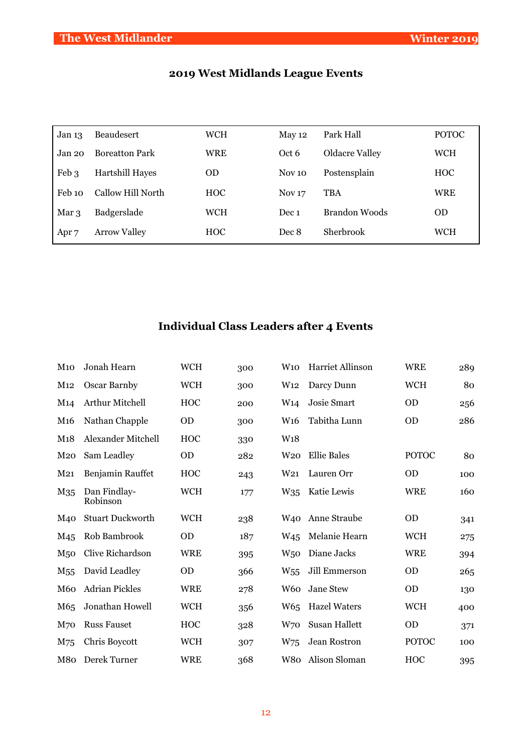## 2019 West Midlands League Events

| Date | Venue | Club | Date | Venue | Club |
|---|---|---|---|---|---|
| Jan 13 | Beaudesert | WCH | May 12 | Park Hall | POTOC |
| Jan 20 | Boreatton Park | WRE | Oct 6 | Oldacre Valley | WCH |
| Feb 3 | Hartshill Hayes | OD | Nov 10 | Postensplain | HOC |
| Feb 10 | Callow Hill North | HOC | Nov 17 | TBA | WRE |
| Mar 3 | Badgerslade | WCH | Dec 1 | Brandon Woods | OD |
| Apr 7 | Arrow Valley | HOC | Dec 8 | Sherbrook | WCH |

## Individual Class Leaders after 4 Events

| Class | Name | Club | Points | Class | Name | Club | Points |
|---|---|---|---|---|---|---|---|
| M10 | Jonah Hearn | WCH | 300 | W10 | Harriet Allinson | WRE | 289 |
| M12 | Oscar Barnby | WCH | 300 | W12 | Darcy Dunn | WCH | 80 |
| M14 | Arthur Mitchell | HOC | 200 | W14 | Josie Smart | OD | 256 |
| M16 | Nathan Chapple | OD | 300 | W16 | Tabitha Lunn | OD | 286 |
| M18 | Alexander Mitchell | HOC | 330 | W18 | | | |
| M20 | Sam Leadley | OD | 282 | W20 | Ellie Bales | POTOC | 80 |
| M21 | Benjamin Rauffet | HOC | 243 | W21 | Lauren Orr | OD | 100 |
| M35 | Dan Findlay-Robinson | WCH | 177 | W35 | Katie Lewis | WRE | 160 |
| M40 | Stuart Duckworth | WCH | 238 | W40 | Anne Straube | OD | 341 |
| M45 | Rob Bambrook | OD | 187 | W45 | Melanie Hearn | WCH | 275 |
| M50 | Clive Richardson | WRE | 395 | W50 | Diane Jacks | WRE | 394 |
| M55 | David Leadley | OD | 366 | W55 | Jill Emmerson | OD | 265 |
| M60 | Adrian Pickles | WRE | 278 | W60 | Jane Stew | OD | 130 |
| M65 | Jonathan Howell | WCH | 356 | W65 | Hazel Waters | WCH | 400 |
| M70 | Russ Fauset | HOC | 328 | W70 | Susan Hallett | OD | 371 |
| M75 | Chris Boycott | WCH | 307 | W75 | Jean Rostron | POTOC | 100 |
| M80 | Derek Turner | WRE | 368 | W80 | Alison Sloman | HOC | 395 |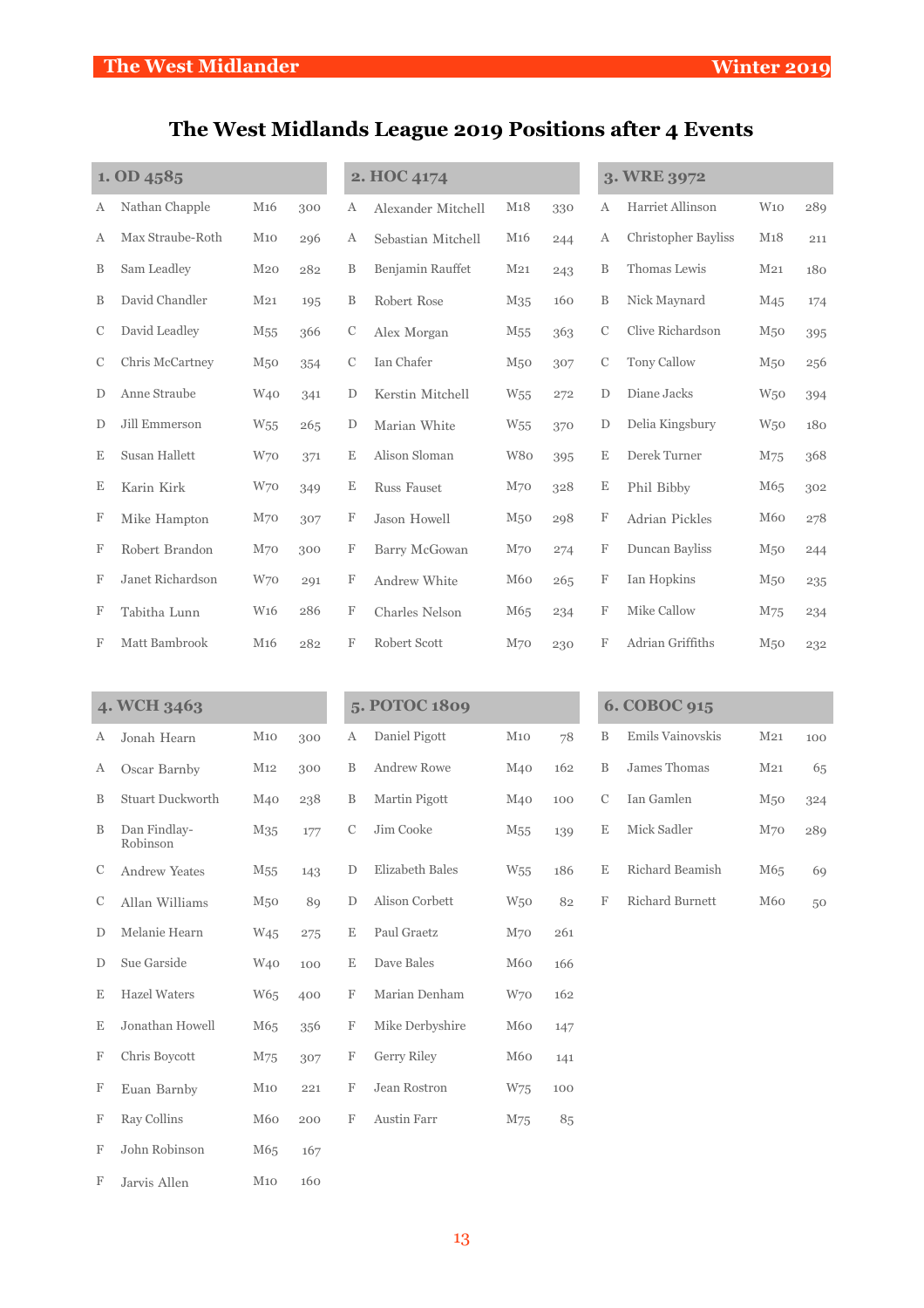# The West Midlands League 2019 Positions after 4 Events

## 1. OD 4585

| | | | |
|---|---|---|---|
| A | Nathan Chapple | M16 | 300 |
| A | Max Straube-Roth | M10 | 296 |
| B | Sam Leadley | M20 | 282 |
| B | David Chandler | M21 | 195 |
| C | David Leadley | M55 | 366 |
| C | Chris McCartney | M50 | 354 |
| D | Anne Straube | W40 | 341 |
| D | Jill Emmerson | W55 | 265 |
| E | Susan Hallett | W70 | 371 |
| E | Karin Kirk | W70 | 349 |
| F | Mike Hampton | M70 | 307 |
| F | Robert Brandon | M70 | 300 |
| F | Janet Richardson | W70 | 291 |
| F | Tabitha Lunn | W16 | 286 |
| F | Matt Bambrook | M16 | 282 |

## 2. HOC 4174

| | | | |
|---|---|---|---|
| A | Alexander Mitchell | M18 | 330 |
| A | Sebastian Mitchell | M16 | 244 |
| B | Benjamin Rauffet | M21 | 243 |
| B | Robert Rose | M35 | 160 |
| C | Alex Morgan | M55 | 363 |
| C | Ian Chafer | M50 | 307 |
| D | Kerstin Mitchell | W55 | 272 |
| D | Marian White | W55 | 370 |
| E | Alison Sloman | W80 | 395 |
| E | Russ Fauset | M70 | 328 |
| F | Jason Howell | M50 | 298 |
| F | Barry McGowan | M70 | 274 |
| F | Andrew White | M60 | 265 |
| F | Charles Nelson | M65 | 234 |
| F | Robert Scott | M70 | 230 |

## 3. WRE 3972

| | | | |
|---|---|---|---|
| A | Harriet Allinson | W10 | 289 |
| A | Christopher Bayliss | M18 | 211 |
| B | Thomas Lewis | M21 | 180 |
| B | Nick Maynard | M45 | 174 |
| C | Clive Richardson | M50 | 395 |
| C | Tony Callow | M50 | 256 |
| D | Diane Jacks | W50 | 394 |
| D | Delia Kingsbury | W50 | 180 |
| E | Derek Turner | M75 | 368 |
| E | Phil Bibby | M65 | 302 |
| F | Adrian Pickles | M60 | 278 |
| F | Duncan Bayliss | M50 | 244 |
| F | Ian Hopkins | M50 | 235 |
| F | Mike Callow | M75 | 234 |
| F | Adrian Griffiths | M50 | 232 |

## 4. WCH 3463

| | | | |
|---|---|---|---|
| A | Jonah Hearn | M10 | 300 |
| A | Oscar Barnby | M12 | 300 |
| B | Stuart Duckworth | M40 | 238 |
| B | Dan Findlay-Robinson | M35 | 177 |
| C | Andrew Yeates | M55 | 143 |
| C | Allan Williams | M50 | 89 |
| D | Melanie Hearn | W45 | 275 |
| D | Sue Garside | W40 | 100 |
| E | Hazel Waters | W65 | 400 |
| E | Jonathan Howell | M65 | 356 |
| F | Chris Boycott | M75 | 307 |
| F | Euan Barnby | M10 | 221 |
| F | Ray Collins | M60 | 200 |
| F | John Robinson | M65 | 167 |
| F | Jarvis Allen | M10 | 160 |

## 5. POTOC 1809

| | | | |
|---|---|---|---|
| A | Daniel Pigott | M10 | 78 |
| B | Andrew Rowe | M40 | 162 |
| B | Martin Pigott | M40 | 100 |
| C | Jim Cooke | M55 | 139 |
| D | Elizabeth Bales | W55 | 186 |
| D | Alison Corbett | W50 | 82 |
| E | Paul Graetz | M70 | 261 |
| E | Dave Bales | M60 | 166 |
| F | Marian Denham | W70 | 162 |
| F | Mike Derbyshire | M60 | 147 |
| F | Gerry Riley | M60 | 141 |
| F | Jean Rostron | W75 | 100 |
| F | Austin Farr | M75 | 85 |

## 6. COBOC 915

| | | | |
|---|---|---|---|
| B | Emils Vainovskis | M21 | 100 |
| B | James Thomas | M21 | 65 |
| C | Ian Gamlen | M50 | 324 |
| E | Mick Sadler | M70 | 289 |
| E | Richard Beamish | M65 | 69 |
| F | Richard Burnett | M60 | 50 |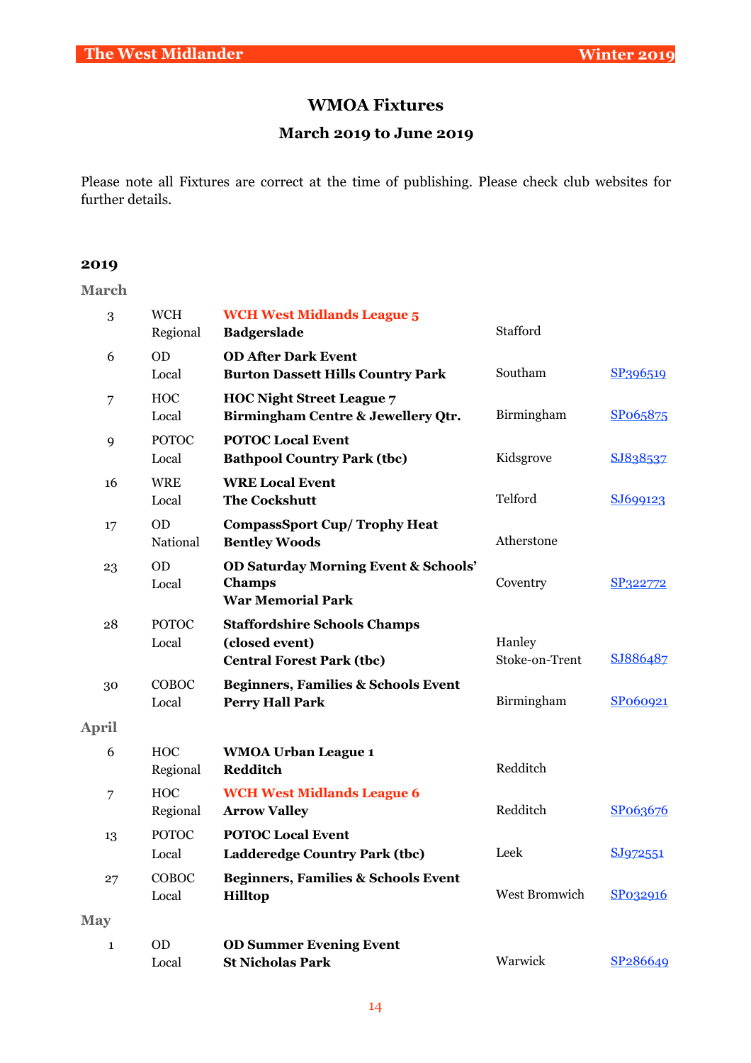# WMOA Fixtures

## March 2019 to June 2019

Please note all Fixtures are correct at the time of publishing. Please check club websites for further details.

### 2019

#### March

| Date | Club / Level | Event / Venue | Location | Grid Ref |
|---|---|---|---|---|
| 3 | WCH Regional | **WCH West Midlands League 5** **Badgerslade** | Stafford | |
| 6 | OD Local | **OD After Dark Event** **Burton Dassett Hills Country Park** | Southam | SP396519 |
| 7 | HOC Local | **HOC Night Street League 7** **Birmingham Centre & Jewellery Qtr.** | Birmingham | SP065875 |
| 9 | POTOC Local | **POTOC Local Event** **Bathpool Country Park (tbc)** | Kidsgrove | SJ838537 |
| 16 | WRE Local | **WRE Local Event** **The Cockshutt** | Telford | SJ699123 |
| 17 | OD National | **CompassSport Cup/ Trophy Heat** **Bentley Woods** | Atherstone | |
| 23 | OD Local | **OD Saturday Morning Event & Schools' Champs** **War Memorial Park** | Coventry | SP322772 |
| 28 | POTOC Local | **Staffordshire Schools Champs (closed event)** **Central Forest Park (tbc)** | Hanley Stoke-on-Trent | SJ886487 |
| 30 | COBOC Local | **Beginners, Families & Schools Event** **Perry Hall Park** | Birmingham | SP060921 |

#### April

| Date | Club / Level | Event / Venue | Location | Grid Ref |
|---|---|---|---|---|
| 6 | HOC Regional | **WMOA Urban League 1** **Redditch** | Redditch | |
| 7 | HOC Regional | **WCH West Midlands League 6** **Arrow Valley** | Redditch | SP063676 |
| 13 | POTOC Local | **POTOC Local Event** **Ladderedge Country Park (tbc)** | Leek | SJ972551 |
| 27 | COBOC Local | **Beginners, Families & Schools Event** **Hilltop** | West Bromwich | SP032916 |

#### May

| Date | Club / Level | Event / Venue | Location | Grid Ref |
|---|---|---|---|---|
| 1 | OD Local | **OD Summer Evening Event** **St Nicholas Park** | Warwick | SP286649 |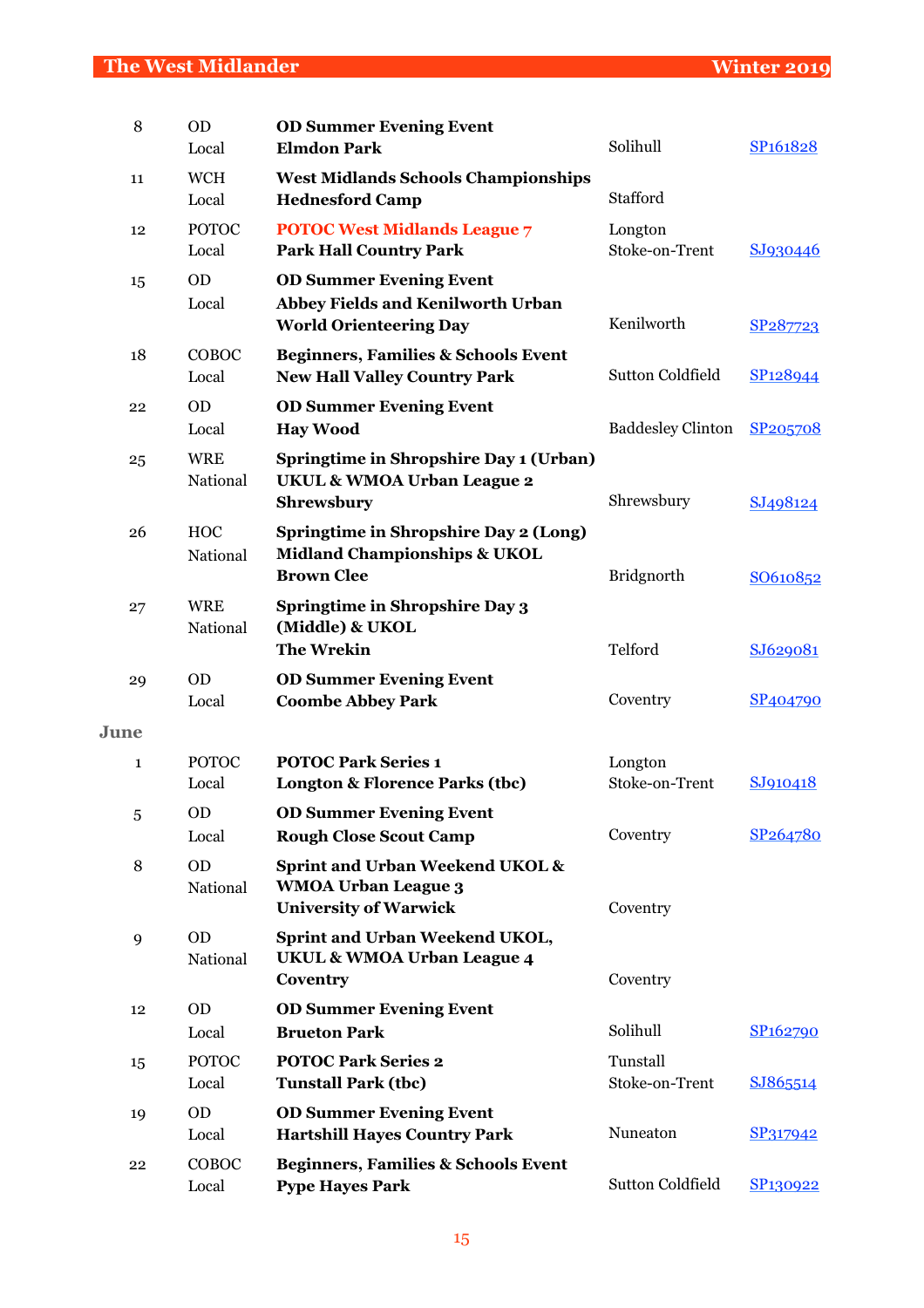| | | | | |
|---|---|---|---|---|
| 8 | OD<br>Local | **OD Summer Evening Event**<br>**Elmdon Park** | Solihull | SP161828 |
| 11 | WCH<br>Local | **West Midlands Schools Championships**<br>**Hednesford Camp** | Stafford | |
| 12 | POTOC<br>Local | **POTOC West Midlands League 7**<br>**Park Hall Country Park** | Longton<br>Stoke-on-Trent | SJ930446 |
| 15 | OD<br>Local | **OD Summer Evening Event**<br>**Abbey Fields and Kenilworth Urban**<br>**World Orienteering Day** | Kenilworth | SP287723 |
| 18 | COBOC<br>Local | **Beginners, Families & Schools Event**<br>**New Hall Valley Country Park** | Sutton Coldfield | SP128944 |
| 22 | OD<br>Local | **OD Summer Evening Event**<br>**Hay Wood** | Baddesley Clinton | SP205708 |
| 25 | WRE<br>National | **Springtime in Shropshire Day 1 (Urban)**<br>**UKUL & WMOA Urban League 2**<br>**Shrewsbury** | Shrewsbury | SJ498124 |
| 26 | HOC<br>National | **Springtime in Shropshire Day 2 (Long)**<br>**Midland Championships & UKOL**<br>**Brown Clee** | Bridgnorth | SO610852 |
| 27 | WRE<br>National | **Springtime in Shropshire Day 3**<br>**(Middle) & UKOL**<br>**The Wrekin** | Telford | SJ629081 |
| 29 | OD<br>Local | **OD Summer Evening Event**<br>**Coombe Abbey Park** | Coventry | SP404790 |
| **June** | | | | |
| 1 | POTOC<br>Local | **POTOC Park Series 1**<br>**Longton & Florence Parks (tbc)** | Longton<br>Stoke-on-Trent | SJ910418 |
| 5 | OD<br>Local | **OD Summer Evening Event**<br>**Rough Close Scout Camp** | Coventry | SP264780 |
| 8 | OD<br>National | **Sprint and Urban Weekend UKOL &**<br>**WMOA Urban League 3**<br>**University of Warwick** | Coventry | |
| 9 | OD<br>National | **Sprint and Urban Weekend UKOL,**<br>**UKUL & WMOA Urban League 4**<br>**Coventry** | Coventry | |
| 12 | OD<br>Local | **OD Summer Evening Event**<br>**Brueton Park** | Solihull | SP162790 |
| 15 | POTOC<br>Local | **POTOC Park Series 2**<br>**Tunstall Park (tbc)** | Tunstall<br>Stoke-on-Trent | SJ865514 |
| 19 | OD<br>Local | **OD Summer Evening Event**<br>**Hartshill Hayes Country Park** | Nuneaton | SP317942 |
| 22 | COBOC<br>Local | **Beginners, Families & Schools Event**<br>**Pype Hayes Park** | Sutton Coldfield | SP130922 |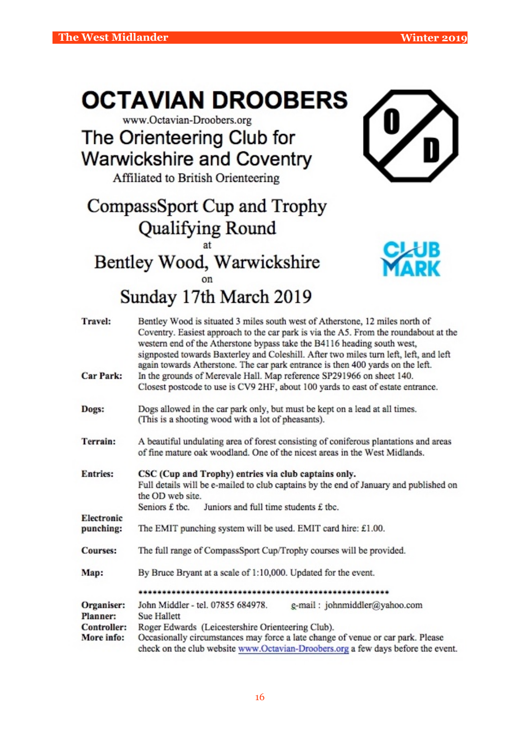# OCTAVIAN DROOBERS

www.Octavian-Droobers.org

## The Orienteering Club for Warwickshire and Coventry

Affiliated to British Orienteering

## CompassSport Cup and Trophy Qualifying Round

at

## Bentley Wood, Warwickshire

on

## Sunday 17th March 2019

**Travel:** Bentley Wood is situated 3 miles south west of Atherstone, 12 miles north of Coventry. Easiest approach to the car park is via the A5. From the roundabout at the western end of the Atherstone bypass take the B4116 heading south west, signposted towards Baxterley and Coleshill. After two miles turn left, left, and left again towards Atherstone. The car park entrance is then 400 yards on the left.

**Car Park:** In the grounds of Merevale Hall. Map reference SP291966 on sheet 140. Closest postcode to use is CV9 2HF, about 100 yards to east of estate entrance.

**Dogs:** Dogs allowed in the car park only, but must be kept on a lead at all times. (This is a shooting wood with a lot of pheasants).

**Terrain:** A beautiful undulating area of forest consisting of coniferous plantations and areas of fine mature oak woodland. One of the nicest areas in the West Midlands.

**Entries:** **CSC (Cup and Trophy) entries via club captains only.** Full details will be e-mailed to club captains by the end of January and published on the OD web site. Seniors £ tbc. Juniors and full time students £ tbc.

**Electronic punching:** The EMIT punching system will be used. EMIT card hire: £1.00.

**Courses:** The full range of CompassSport Cup/Trophy courses will be provided.

**Map:** By Bruce Bryant at a scale of 1:10,000. Updated for the event.

*******************************************************

**Organiser:** John Middler - tel. 07855 684978. e-mail : johnmiddler@yahoo.com

**Planner:** Sue Hallett

**Controller:** Roger Edwards (Leicestershire Orienteering Club).

**More info:** Occasionally circumstances may force a late change of venue or car park. Please check on the club website www.Octavian-Droobers.org a few days before the event.